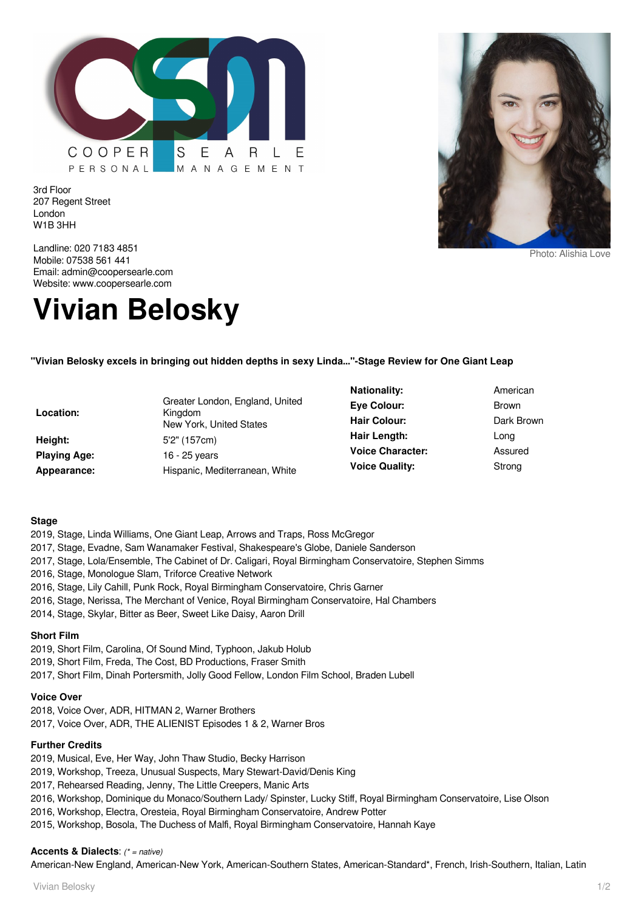COOPER SEARLE
PERSONAL MANAGEMENT

3rd Floor
207 Regent Street
London
W1B 3HH

Landline: 020 7183 4851
Mobile: 07538 561 441
Email: admin@coopersearle.com
Website: www.coopersearle.com

Photo: Alishia Love

# Vivian Belosky

**"Vivian Belosky excels in bringing out hidden depths in sexy Linda..."-Stage Review for One Giant Leap**

| | | | |
|---|---|---|---|
| **Location:** | Greater London, England, United Kingdom<br>New York, United States | **Nationality:** | American |
| **Height:** | 5'2" (157cm) | **Eye Colour:** | Brown |
| **Playing Age:** | 16 - 25 years | **Hair Colour:** | Dark Brown |
| **Appearance:** | Hispanic, Mediterranean, White | **Hair Length:** | Long |
| | | **Voice Character:** | Assured |
| | | **Voice Quality:** | Strong |

### Stage

2019, Stage, Linda Williams, One Giant Leap, Arrows and Traps, Ross McGregor
2017, Stage, Evadne, Sam Wanamaker Festival, Shakespeare's Globe, Daniele Sanderson
2017, Stage, Lola/Ensemble, The Cabinet of Dr. Caligari, Royal Birmingham Conservatoire, Stephen Simms
2016, Stage, Monologue Slam, Triforce Creative Network
2016, Stage, Lily Cahill, Punk Rock, Royal Birmingham Conservatoire, Chris Garner
2016, Stage, Nerissa, The Merchant of Venice, Royal Birmingham Conservatoire, Hal Chambers
2014, Stage, Skylar, Bitter as Beer, Sweet Like Daisy, Aaron Drill

### Short Film

2019, Short Film, Carolina, Of Sound Mind, Typhoon, Jakub Holub
2019, Short Film, Freda, The Cost, BD Productions, Fraser Smith
2017, Short Film, Dinah Portersmith, Jolly Good Fellow, London Film School, Braden Lubell

### Voice Over

2018, Voice Over, ADR, HITMAN 2, Warner Brothers
2017, Voice Over, ADR, THE ALIENIST Episodes 1 & 2, Warner Bros

### Further Credits

2019, Musical, Eve, Her Way, John Thaw Studio, Becky Harrison
2019, Workshop, Treeza, Unusual Suspects, Mary Stewart-David/Denis King
2017, Rehearsed Reading, Jenny, The Little Creepers, Manic Arts
2016, Workshop, Dominique du Monaco/Southern Lady/ Spinster, Lucky Stiff, Royal Birmingham Conservatoire, Lise Olson
2016, Workshop, Electra, Oresteia, Royal Birmingham Conservatoire, Andrew Potter
2015, Workshop, Bosola, The Duchess of Malfi, Royal Birmingham Conservatoire, Hannah Kaye

**Accents & Dialects**: *(* = native)*
American-New England, American-New York, American-Southern States, American-Standard*, French, Irish-Southern, Italian, Latin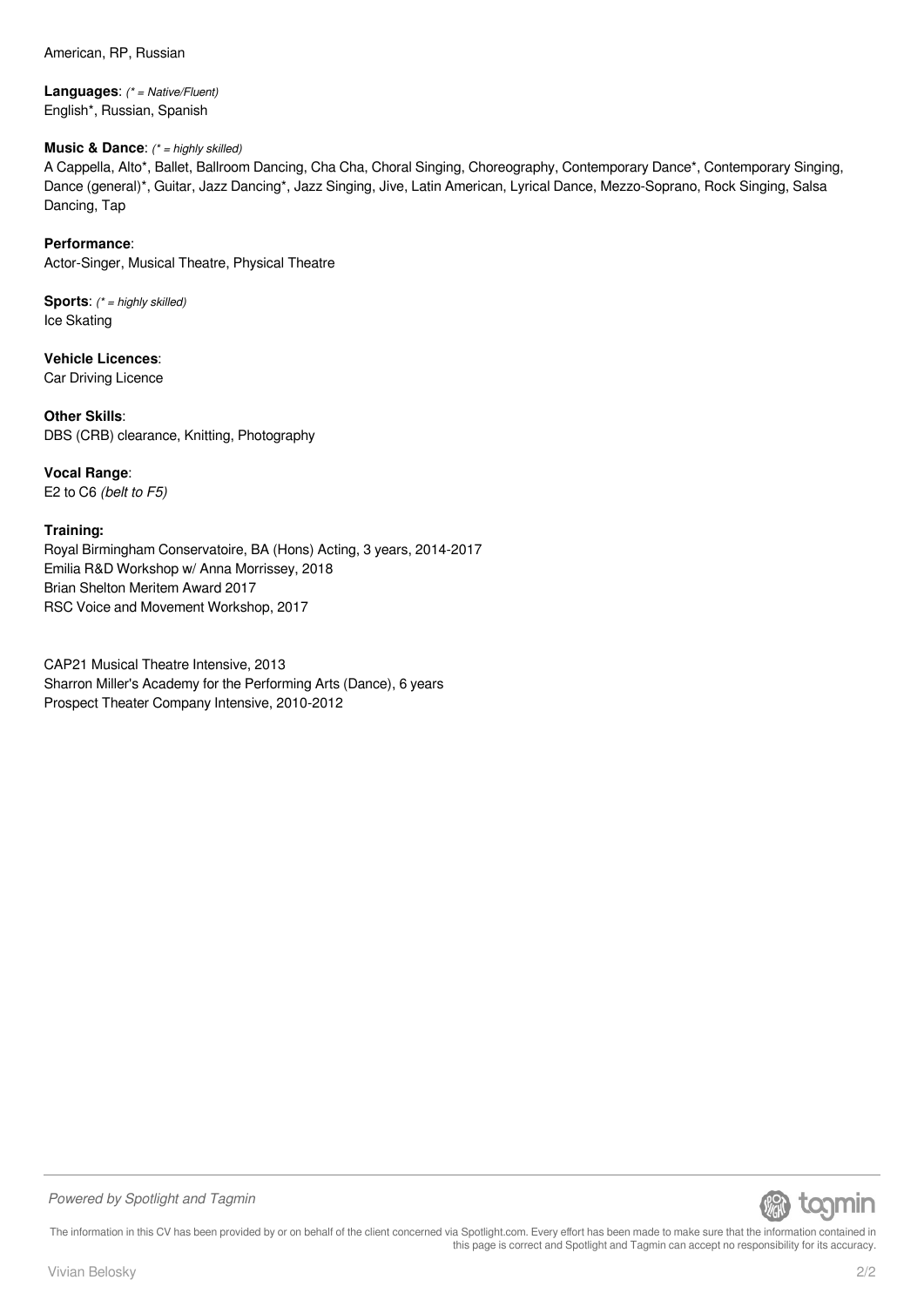American, RP, Russian

**Languages**: *(* = Native/Fluent)*
English*, Russian, Spanish

**Music & Dance**: *(* = highly skilled)*
A Cappella, Alto*, Ballet, Ballroom Dancing, Cha Cha, Choral Singing, Choreography, Contemporary Dance*, Contemporary Singing, Dance (general)*, Guitar, Jazz Dancing*, Jazz Singing, Jive, Latin American, Lyrical Dance, Mezzo-Soprano, Rock Singing, Salsa Dancing, Tap

**Performance**:
Actor-Singer, Musical Theatre, Physical Theatre

**Sports**: *(* = highly skilled)*
Ice Skating

**Vehicle Licences**:
Car Driving Licence

**Other Skills**:
DBS (CRB) clearance, Knitting, Photography

**Vocal Range**:
E2 to C6 *(belt to F5)*

**Training:**
Royal Birmingham Conservatoire, BA (Hons) Acting, 3 years, 2014-2017
Emilia R&D Workshop w/ Anna Morrissey, 2018
Brian Shelton Meritem Award 2017
RSC Voice and Movement Workshop, 2017

CAP21 Musical Theatre Intensive, 2013
Sharron Miller's Academy for the Performing Arts (Dance), 6 years
Prospect Theater Company Intensive, 2010-2012

*Powered by Spotlight and Tagmin*

The information in this CV has been provided by or on behalf of the client concerned via Spotlight.com. Every effort has been made to make sure that the information contained in this page is correct and Spotlight and Tagmin can accept no responsibility for its accuracy.